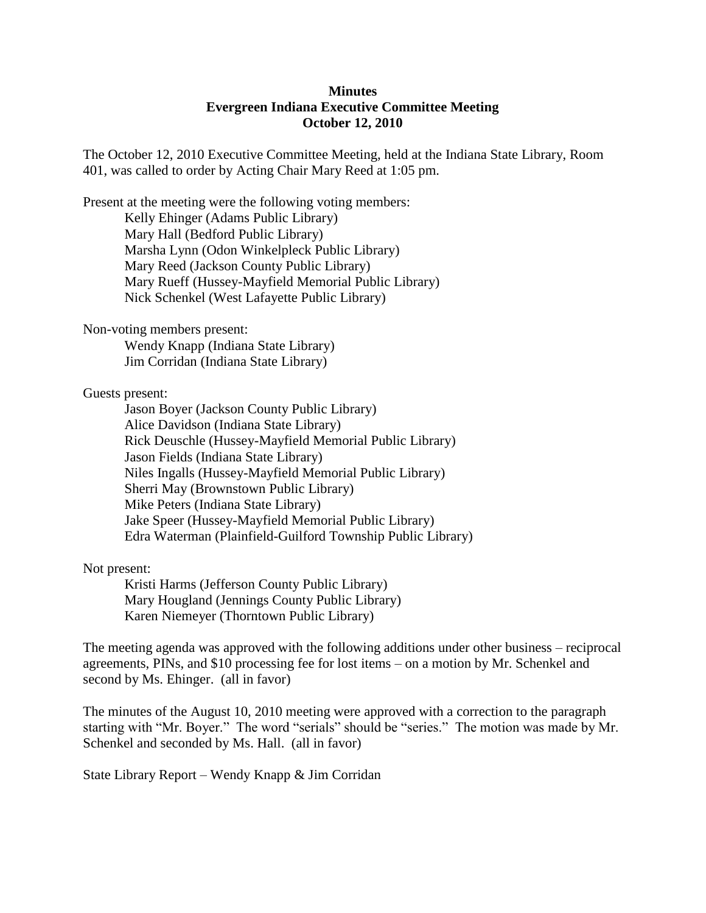**Minutes**
**Evergreen Indiana Executive Committee Meeting**
**October 12, 2010**

The October 12, 2010 Executive Committee Meeting, held at the Indiana State Library, Room 401, was called to order by Acting Chair Mary Reed at 1:05 pm.

Present at the meeting were the following voting members:

- Kelly Ehinger (Adams Public Library)
- Mary Hall (Bedford Public Library)
- Marsha Lynn (Odon Winkelpleck Public Library)
- Mary Reed (Jackson County Public Library)
- Mary Rueff (Hussey-Mayfield Memorial Public Library)
- Nick Schenkel (West Lafayette Public Library)

Non-voting members present:

- Wendy Knapp (Indiana State Library)
- Jim Corridan (Indiana State Library)

Guests present:

- Jason Boyer (Jackson County Public Library)
- Alice Davidson (Indiana State Library)
- Rick Deuschle (Hussey-Mayfield Memorial Public Library)
- Jason Fields (Indiana State Library)
- Niles Ingalls (Hussey-Mayfield Memorial Public Library)
- Sherri May (Brownstown Public Library)
- Mike Peters (Indiana State Library)
- Jake Speer (Hussey-Mayfield Memorial Public Library)
- Edra Waterman (Plainfield-Guilford Township Public Library)

Not present:

- Kristi Harms (Jefferson County Public Library)
- Mary Hougland (Jennings County Public Library)
- Karen Niemeyer (Thorntown Public Library)

The meeting agenda was approved with the following additions under other business – reciprocal agreements, PINs, and $10 processing fee for lost items – on a motion by Mr. Schenkel and second by Ms. Ehinger. (all in favor)

The minutes of the August 10, 2010 meeting were approved with a correction to the paragraph starting with "Mr. Boyer." The word "serials" should be "series." The motion was made by Mr. Schenkel and seconded by Ms. Hall. (all in favor)

State Library Report – Wendy Knapp & Jim Corridan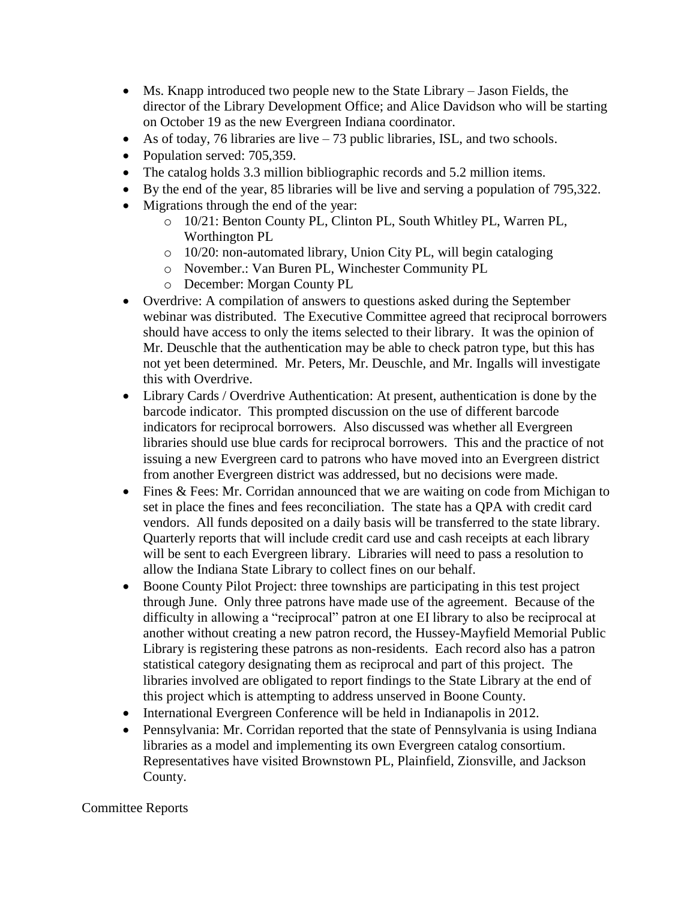- Ms. Knapp introduced two people new to the State Library – Jason Fields, the director of the Library Development Office; and Alice Davidson who will be starting on October 19 as the new Evergreen Indiana coordinator.
- As of today, 76 libraries are live – 73 public libraries, ISL, and two schools.
- Population served: 705,359.
- The catalog holds 3.3 million bibliographic records and 5.2 million items.
- By the end of the year, 85 libraries will be live and serving a population of 795,322.
- Migrations through the end of the year:
  - 10/21: Benton County PL, Clinton PL, South Whitley PL, Warren PL, Worthington PL
  - 10/20: non-automated library, Union City PL, will begin cataloging
  - November.: Van Buren PL, Winchester Community PL
  - December: Morgan County PL
- Overdrive: A compilation of answers to questions asked during the September webinar was distributed. The Executive Committee agreed that reciprocal borrowers should have access to only the items selected to their library. It was the opinion of Mr. Deuschle that the authentication may be able to check patron type, but this has not yet been determined. Mr. Peters, Mr. Deuschle, and Mr. Ingalls will investigate this with Overdrive.
- Library Cards / Overdrive Authentication: At present, authentication is done by the barcode indicator. This prompted discussion on the use of different barcode indicators for reciprocal borrowers. Also discussed was whether all Evergreen libraries should use blue cards for reciprocal borrowers. This and the practice of not issuing a new Evergreen card to patrons who have moved into an Evergreen district from another Evergreen district was addressed, but no decisions were made.
- Fines & Fees: Mr. Corridan announced that we are waiting on code from Michigan to set in place the fines and fees reconciliation. The state has a QPA with credit card vendors. All funds deposited on a daily basis will be transferred to the state library. Quarterly reports that will include credit card use and cash receipts at each library will be sent to each Evergreen library. Libraries will need to pass a resolution to allow the Indiana State Library to collect fines on our behalf.
- Boone County Pilot Project: three townships are participating in this test project through June. Only three patrons have made use of the agreement. Because of the difficulty in allowing a "reciprocal" patron at one EI library to also be reciprocal at another without creating a new patron record, the Hussey-Mayfield Memorial Public Library is registering these patrons as non-residents. Each record also has a patron statistical category designating them as reciprocal and part of this project. The libraries involved are obligated to report findings to the State Library at the end of this project which is attempting to address unserved in Boone County.
- International Evergreen Conference will be held in Indianapolis in 2012.
- Pennsylvania: Mr. Corridan reported that the state of Pennsylvania is using Indiana libraries as a model and implementing its own Evergreen catalog consortium. Representatives have visited Brownstown PL, Plainfield, Zionsville, and Jackson County.

Committee Reports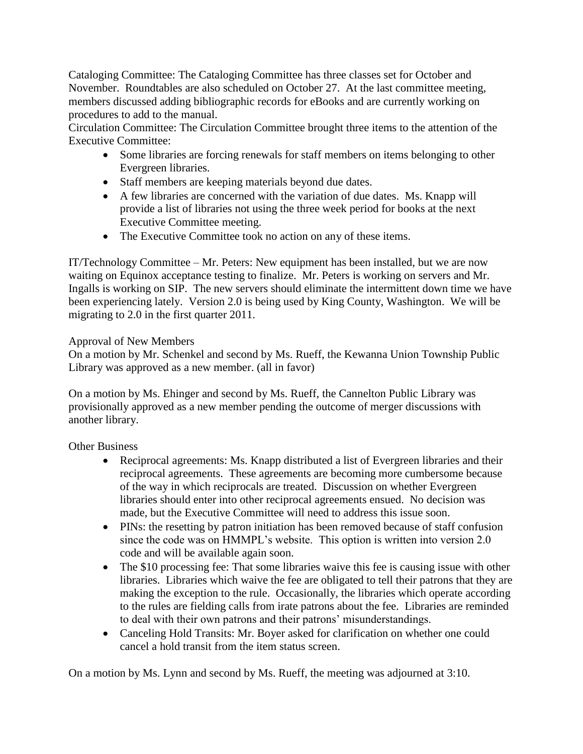Cataloging Committee: The Cataloging Committee has three classes set for October and November. Roundtables are also scheduled on October 27. At the last committee meeting, members discussed adding bibliographic records for eBooks and are currently working on procedures to add to the manual.

Circulation Committee: The Circulation Committee brought three items to the attention of the Executive Committee:

- Some libraries are forcing renewals for staff members on items belonging to other Evergreen libraries.
- Staff members are keeping materials beyond due dates.
- A few libraries are concerned with the variation of due dates. Ms. Knapp will provide a list of libraries not using the three week period for books at the next Executive Committee meeting.
- The Executive Committee took no action on any of these items.

IT/Technology Committee – Mr. Peters: New equipment has been installed, but we are now waiting on Equinox acceptance testing to finalize. Mr. Peters is working on servers and Mr. Ingalls is working on SIP. The new servers should eliminate the intermittent down time we have been experiencing lately. Version 2.0 is being used by King County, Washington. We will be migrating to 2.0 in the first quarter 2011.

Approval of New Members

On a motion by Mr. Schenkel and second by Ms. Rueff, the Kewanna Union Township Public Library was approved as a new member. (all in favor)

On a motion by Ms. Ehinger and second by Ms. Rueff, the Cannelton Public Library was provisionally approved as a new member pending the outcome of merger discussions with another library.

Other Business

- Reciprocal agreements: Ms. Knapp distributed a list of Evergreen libraries and their reciprocal agreements. These agreements are becoming more cumbersome because of the way in which reciprocals are treated. Discussion on whether Evergreen libraries should enter into other reciprocal agreements ensued. No decision was made, but the Executive Committee will need to address this issue soon.
- PINs: the resetting by patron initiation has been removed because of staff confusion since the code was on HMMPL's website. This option is written into version 2.0 code and will be available again soon.
- The $10 processing fee: That some libraries waive this fee is causing issue with other libraries. Libraries which waive the fee are obligated to tell their patrons that they are making the exception to the rule. Occasionally, the libraries which operate according to the rules are fielding calls from irate patrons about the fee. Libraries are reminded to deal with their own patrons and their patrons' misunderstandings.
- Canceling Hold Transits: Mr. Boyer asked for clarification on whether one could cancel a hold transit from the item status screen.

On a motion by Ms. Lynn and second by Ms. Rueff, the meeting was adjourned at 3:10.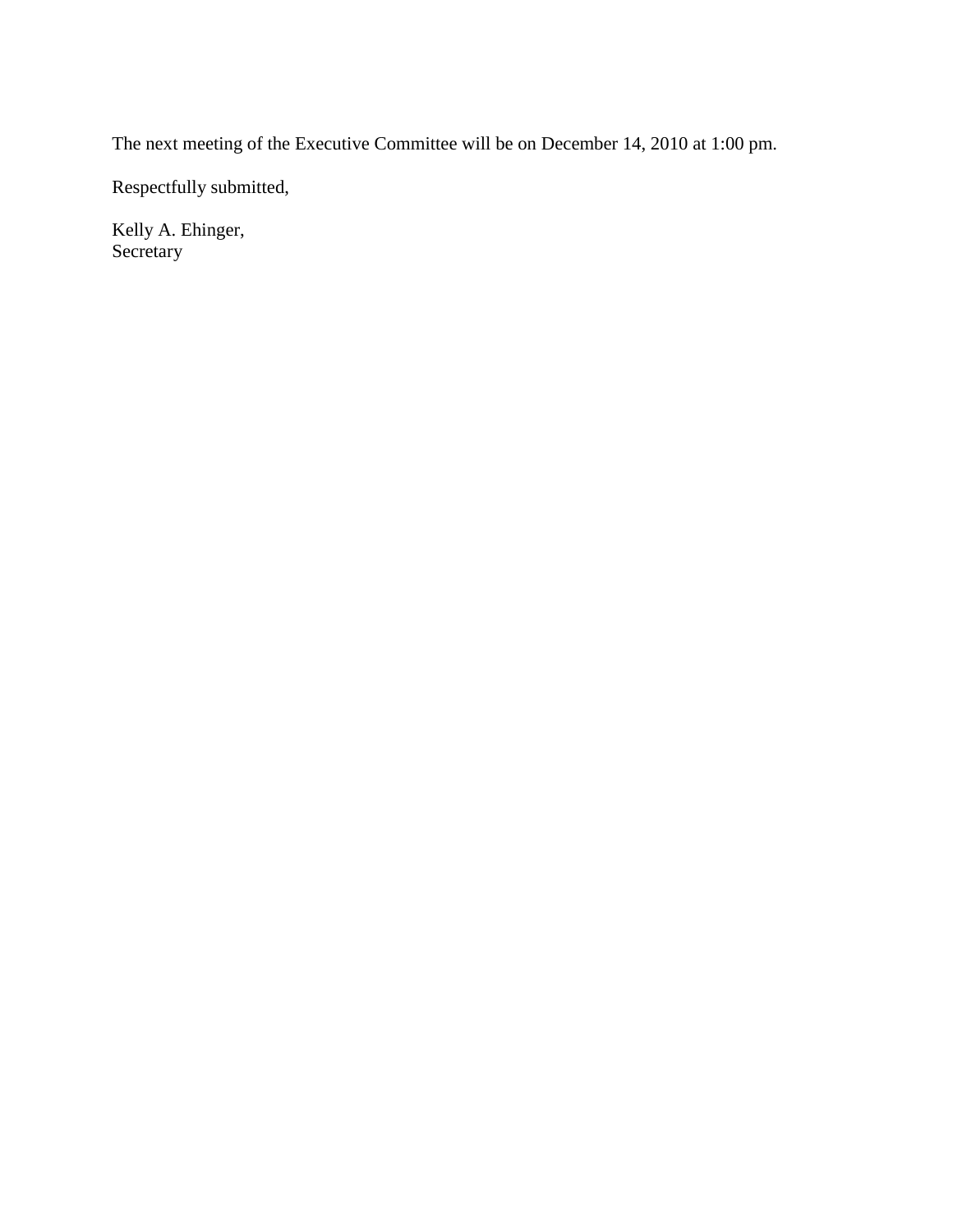The next meeting of the Executive Committee will be on December 14, 2010 at 1:00 pm.

Respectfully submitted,

Kelly A. Ehinger,
Secretary